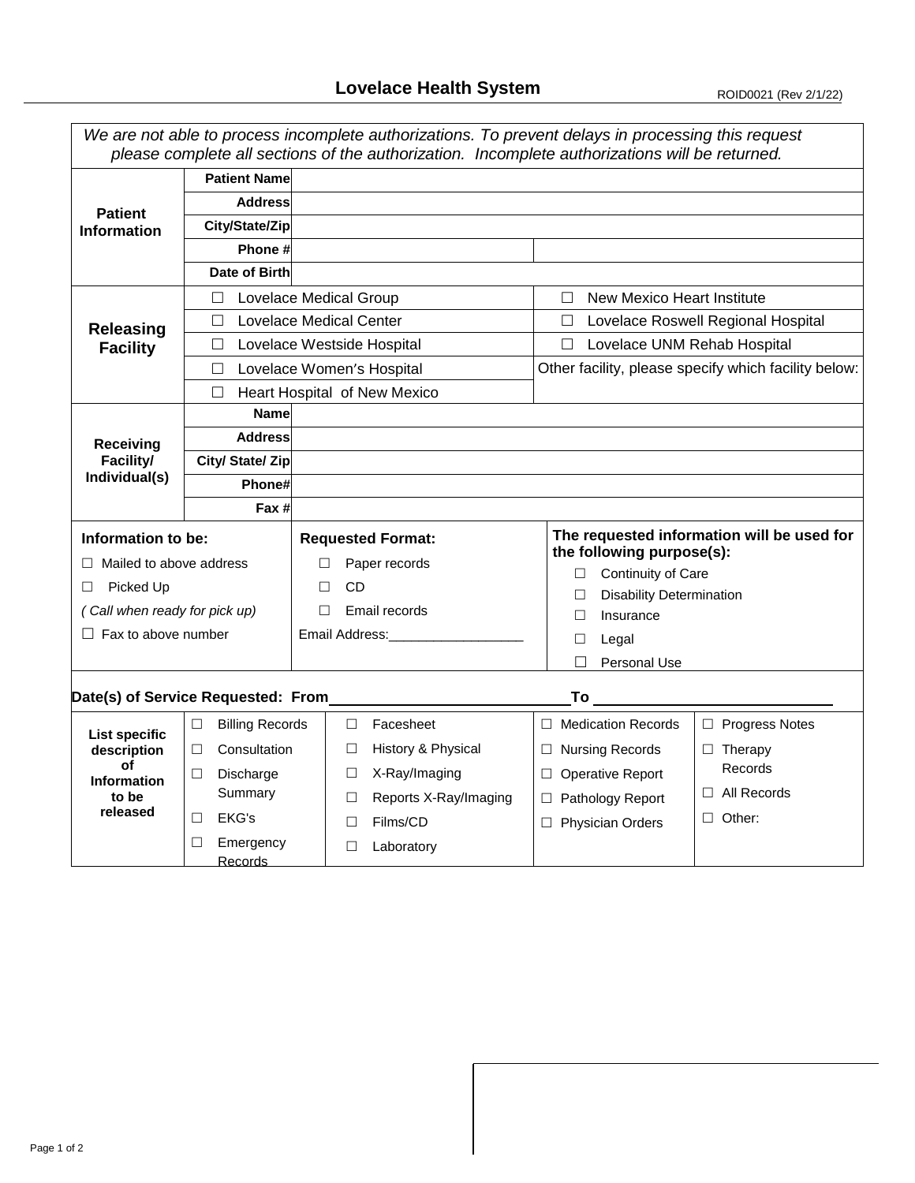# Lovelace Health System

ROID0021 (Rev 2/1/22)

*We are not able to process incomplete authorizations. To prevent delays in processing this request please complete all sections of the authorization. Incomplete authorizations will be returned.*

| | | | |
|---|---|---|---|
| **Patient Information** | **Patient Name** | | |
| | **Address** | | |
| | **City/State/Zip** | | |
| | **Phone #** | | |
| | **Date of Birth** | | |
| **Releasing Facility** | ☐ Lovelace Medical Group | | ☐ New Mexico Heart Institute |
| | ☐ Lovelace Medical Center | | ☐ Lovelace Roswell Regional Hospital |
| | ☐ Lovelace Westside Hospital | | ☐ Lovelace UNM Rehab Hospital |
| | ☐ Lovelace Women's Hospital | | Other facility, please specify which facility below: |
| | ☐ Heart Hospital of New Mexico | | |
| **Receiving Facility/ Individual(s)** | **Name** | | |
| | **Address** | | |
| | **City/ State/ Zip** | | |
| | **Phone#** | | |
| | **Fax #** | | |

| **Information to be:** | **Requested Format:** | **The requested information will be used for the following purpose(s):** |
|---|---|---|
| ☐ Mailed to above address | ☐ Paper records | ☐ Continuity of Care |
| ☐ Picked Up | ☐ CD | ☐ Disability Determination |
| *( Call when ready for pick up)* | ☐ Email records | ☐ Insurance |
| ☐ Fax to above number | Email Address:__________________ | ☐ Legal |
| | | ☐ Personal Use |

**Date(s) of Service Requested: From**____________________________ **To** ____________________________

| **List specific description of Information to be released** | | | | |
|---|---|---|---|---|
| | ☐ Billing Records | ☐ Facesheet | ☐ Medication Records | ☐ Progress Notes |
| | ☐ Consultation | ☐ History & Physical | ☐ Nursing Records | ☐ Therapy Records |
| | ☐ Discharge Summary | ☐ X-Ray/Imaging | ☐ Operative Report | ☐ All Records |
| | ☐ EKG's | ☐ Reports X-Ray/Imaging | ☐ Pathology Report | ☐ Other: |
| | ☐ Emergency Records | ☐ Films/CD | ☐ Physician Orders | |
| | | ☐ Laboratory | | |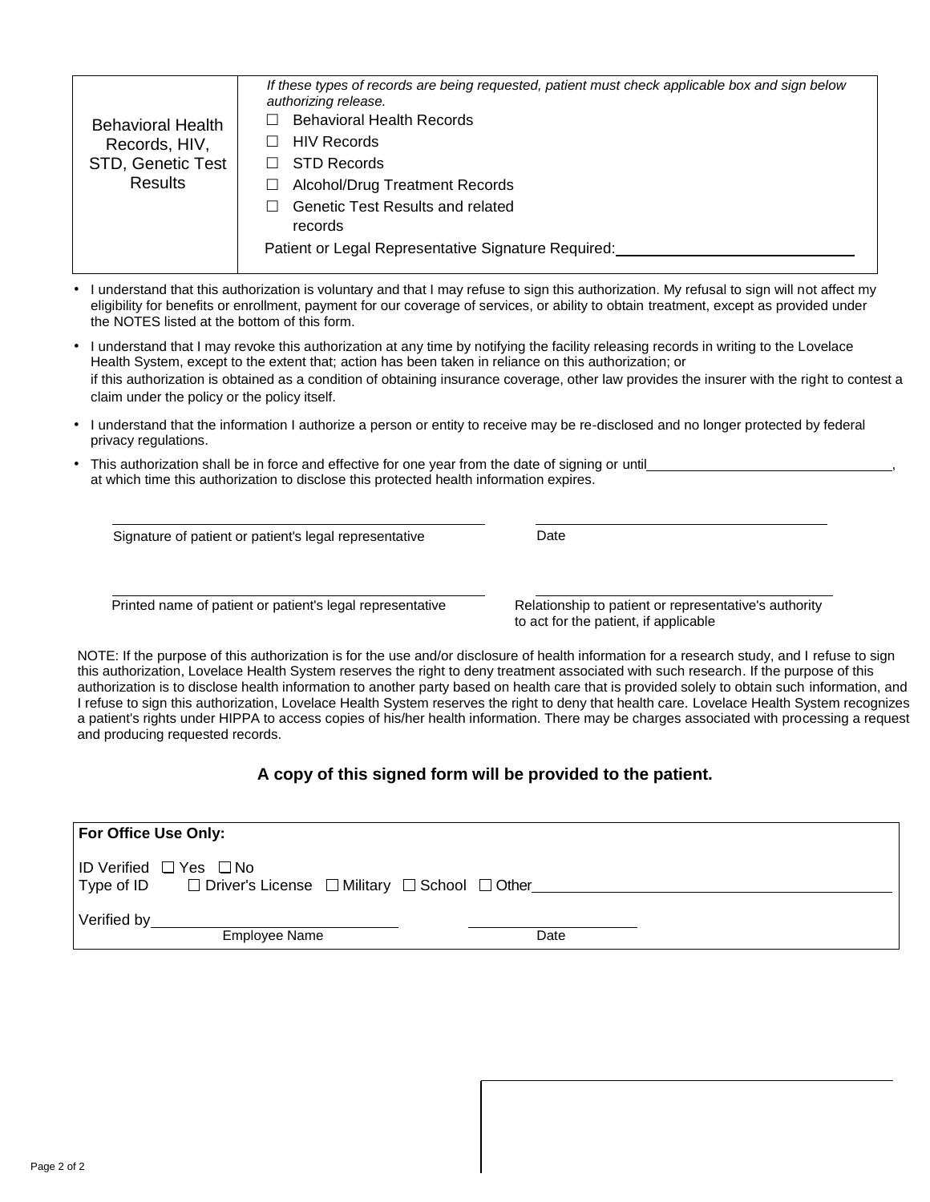| Behavioral Health Records, HIV, STD, Genetic Test Results | *If these types of records are being requested, patient must check applicable box and sign below authorizing release.*<br>☐ Behavioral Health Records<br>☐ HIV Records<br>☐ STD Records<br>☐ Alcohol/Drug Treatment Records<br>☐ Genetic Test Results and related records<br>Patient or Legal Representative Signature Required:\_\_\_\_\_\_\_\_\_\_\_\_\_\_\_\_\_\_\_\_\_\_\_\_\_\_ |
|---|---|

- I understand that this authorization is voluntary and that I may refuse to sign this authorization. My refusal to sign will not affect my eligibility for benefits or enrollment, payment for our coverage of services, or ability to obtain treatment, except as provided under the NOTES listed at the bottom of this form.
- I understand that I may revoke this authorization at any time by notifying the facility releasing records in writing to the Lovelace Health System, except to the extent that; action has been taken in reliance on this authorization; or if this authorization is obtained as a condition of obtaining insurance coverage, other law provides the insurer with the right to contest a claim under the policy or the policy itself.
- I understand that the information I authorize a person or entity to receive may be re-disclosed and no longer protected by federal privacy regulations.
- This authorization shall be in force and effective for one year from the date of signing or until\_\_\_\_\_\_\_\_\_\_\_\_\_\_\_\_\_\_\_\_\_\_\_\_\_\_\_\_\_\_, at which time this authorization to disclose this protected health information expires.

\_\_\_\_\_\_\_\_\_\_\_\_\_\_\_\_\_\_\_\_\_\_\_\_\_\_\_\_\_\_\_\_\_\_\_\_\_\_\_\_ \_\_\_\_\_\_\_\_\_\_\_\_\_\_\_\_\_\_\_\_\_\_\_\_\_\_\_\_\_\_\_\_
Signature of patient or patient's legal representative Date

\_\_\_\_\_\_\_\_\_\_\_\_\_\_\_\_\_\_\_\_\_\_\_\_\_\_\_\_\_\_\_\_\_\_\_\_\_\_\_\_ \_\_\_\_\_\_\_\_\_\_\_\_\_\_\_\_\_\_\_\_\_\_\_\_\_\_\_\_\_\_\_\_
Printed name of patient or patient's legal representative Relationship to patient or representative's authority to act for the patient, if applicable

NOTE: If the purpose of this authorization is for the use and/or disclosure of health information for a research study, and I refuse to sign this authorization, Lovelace Health System reserves the right to deny treatment associated with such research. If the purpose of this authorization is to disclose health information to another party based on health care that is provided solely to obtain such information, and I refuse to sign this authorization, Lovelace Health System reserves the right to deny that health care. Lovelace Health System recognizes a patient's rights under HIPPA to access copies of his/her health information. There may be charges associated with processing a request and producing requested records.

**A copy of this signed form will be provided to the patient.**

**For Office Use Only:**

ID Verified ☐ Yes ☐ No
Type of ID ☐ Driver's License ☐ Military ☐ School ☐ Other\_\_\_\_\_\_\_\_\_\_\_\_\_\_\_\_\_\_\_\_\_\_\_\_\_\_\_\_\_\_

Verified by\_\_\_\_\_\_\_\_\_\_\_\_\_\_\_\_\_\_\_\_\_\_\_\_ \_\_\_\_\_\_\_\_\_\_\_\_\_\_\_\_\_\_
Employee Name Date